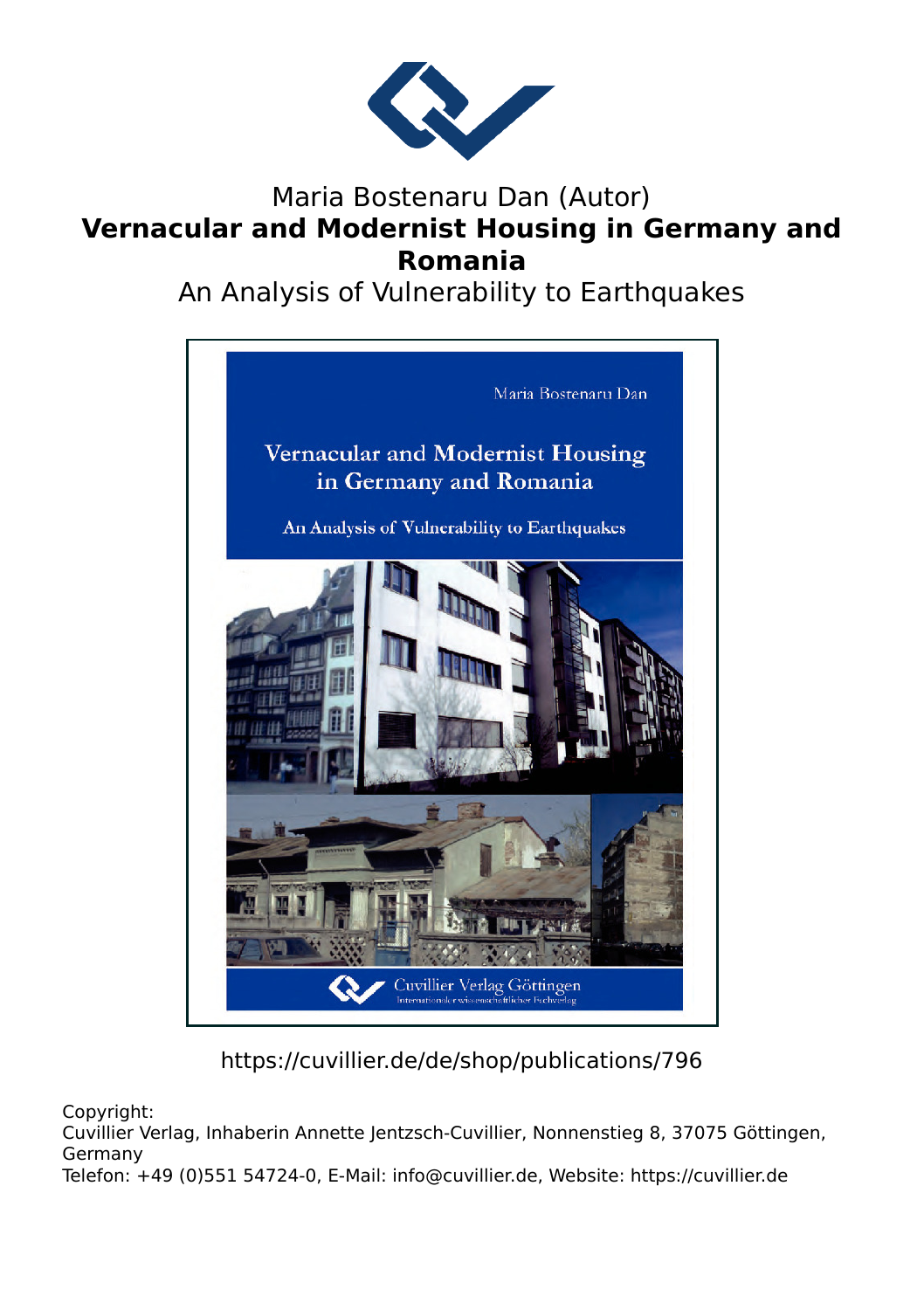Maria Bostenaru Dan (Autor)

# Vernacular and Modernist Housing in Germany and Romania

An Analysis of Vulnerability to Earthquakes

https://cuvillier.de/de/shop/publications/796

Copyright:
Cuvillier Verlag, Inhaberin Annette Jentzsch-Cuvillier, Nonnenstieg 8, 37075 Göttingen, Germany
Telefon: +49 (0)551 54724-0, E-Mail: info@cuvillier.de, Website: https://cuvillier.de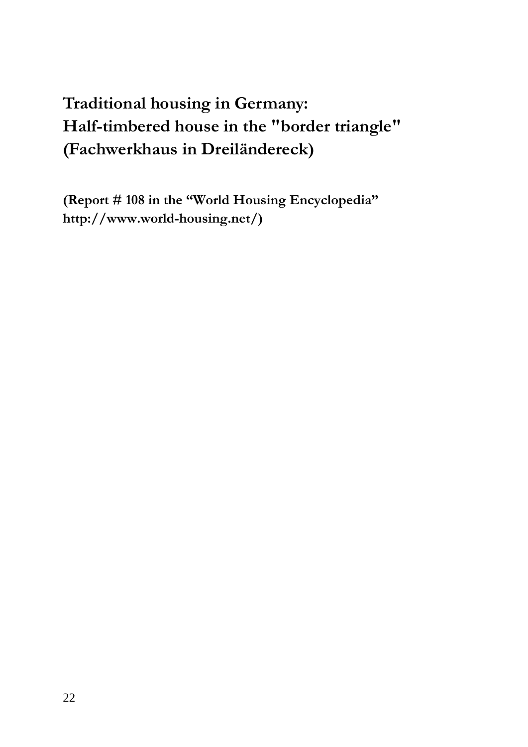# Traditional housing in Germany: Half-timbered house in the "border triangle" (Fachwerkhaus in Dreiländereck)

**(Report # 108 in the "World Housing Encyclopedia" http://www.world-housing.net/)**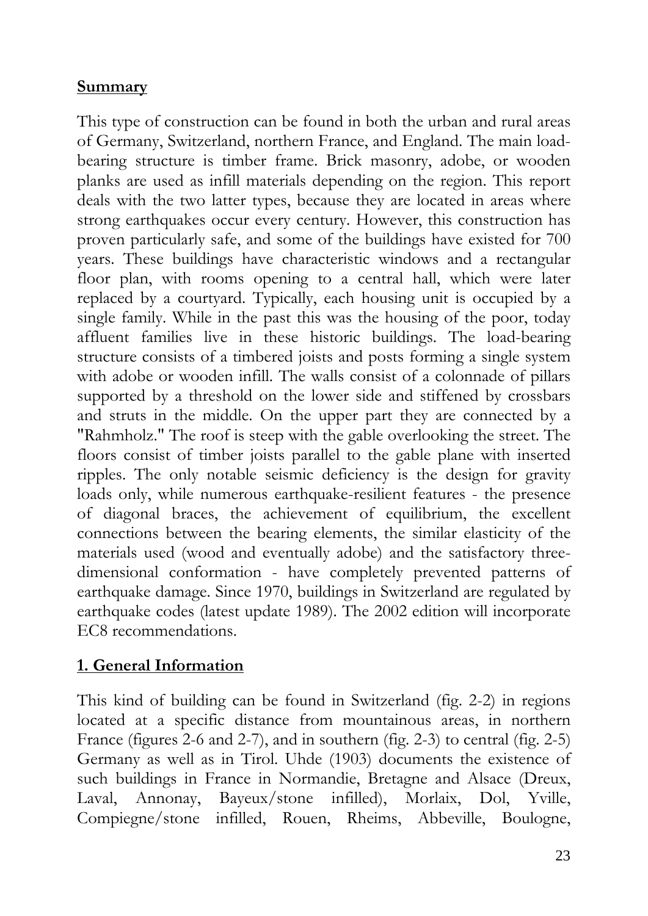## **Summary**

This type of construction can be found in both the urban and rural areas of Germany, Switzerland, northern France, and England. The main load-bearing structure is timber frame. Brick masonry, adobe, or wooden planks are used as infill materials depending on the region. This report deals with the two latter types, because they are located in areas where strong earthquakes occur every century. However, this construction has proven particularly safe, and some of the buildings have existed for 700 years. These buildings have characteristic windows and a rectangular floor plan, with rooms opening to a central hall, which were later replaced by a courtyard. Typically, each housing unit is occupied by a single family. While in the past this was the housing of the poor, today affluent families live in these historic buildings. The load-bearing structure consists of a timbered joists and posts forming a single system with adobe or wooden infill. The walls consist of a colonnade of pillars supported by a threshold on the lower side and stiffened by crossbars and struts in the middle. On the upper part they are connected by a "Rahmholz." The roof is steep with the gable overlooking the street. The floors consist of timber joists parallel to the gable plane with inserted ripples. The only notable seismic deficiency is the design for gravity loads only, while numerous earthquake-resilient features - the presence of diagonal braces, the achievement of equilibrium, the excellent connections between the bearing elements, the similar elasticity of the materials used (wood and eventually adobe) and the satisfactory three-dimensional conformation - have completely prevented patterns of earthquake damage. Since 1970, buildings in Switzerland are regulated by earthquake codes (latest update 1989). The 2002 edition will incorporate EC8 recommendations.

## **1. General Information**

This kind of building can be found in Switzerland (fig. 2-2) in regions located at a specific distance from mountainous areas, in northern France (figures 2-6 and 2-7), and in southern (fig. 2-3) to central (fig. 2-5) Germany as well as in Tirol. Uhde (1903) documents the existence of such buildings in France in Normandie, Bretagne and Alsace (Dreux, Laval, Annonay, Bayeux/stone infilled), Morlaix, Dol, Yville, Compiegne/stone infilled, Rouen, Rheims, Abbeville, Boulogne,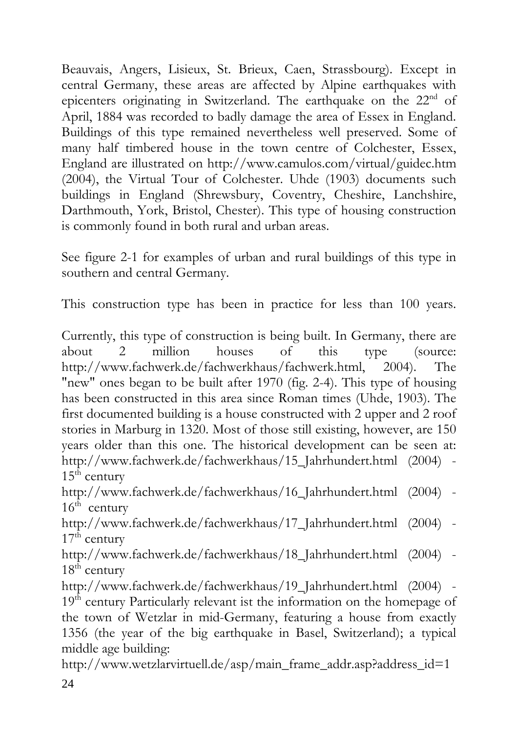Beauvais, Angers, Lisieux, St. Brieux, Caen, Strassbourg). Except in central Germany, these areas are affected by Alpine earthquakes with epicenters originating in Switzerland. The earthquake on the 22nd of April, 1884 was recorded to badly damage the area of Essex in England. Buildings of this type remained nevertheless well preserved. Some of many half timbered house in the town centre of Colchester, Essex, England are illustrated on http://www.camulos.com/virtual/guidec.htm (2004), the Virtual Tour of Colchester. Uhde (1903) documents such buildings in England (Shrewsbury, Coventry, Cheshire, Lanchshire, Darthmouth, York, Bristol, Chester). This type of housing construction is commonly found in both rural and urban areas.

See figure 2-1 for examples of urban and rural buildings of this type in southern and central Germany.

This construction type has been in practice for less than 100 years.

Currently, this type of construction is being built. In Germany, there are about 2 million houses of this type (source: http://www.fachwerk.de/fachwerkhaus/fachwerk.html, 2004). The "new" ones began to be built after 1970 (fig. 2-4). This type of housing has been constructed in this area since Roman times (Uhde, 1903). The first documented building is a house constructed with 2 upper and 2 roof stories in Marburg in 1320. Most of those still existing, however, are 150 years older than this one. The historical development can be seen at:
http://www.fachwerk.de/fachwerkhaus/15_Jahrhundert.html (2004) - 15th century
http://www.fachwerk.de/fachwerkhaus/16_Jahrhundert.html (2004) - 16th century
http://www.fachwerk.de/fachwerkhaus/17_Jahrhundert.html (2004) - 17th century
http://www.fachwerk.de/fachwerkhaus/18_Jahrhundert.html (2004) - 18th century
http://www.fachwerk.de/fachwerkhaus/19_Jahrhundert.html (2004) - 19th century Particularly relevant ist the information on the homepage of the town of Wetzlar in mid-Germany, featuring a house from exactly 1356 (the year of the big earthquake in Basel, Switzerland); a typical middle age building:
http://www.wetzlarvirtuell.de/asp/main_frame_addr.asp?address_id=1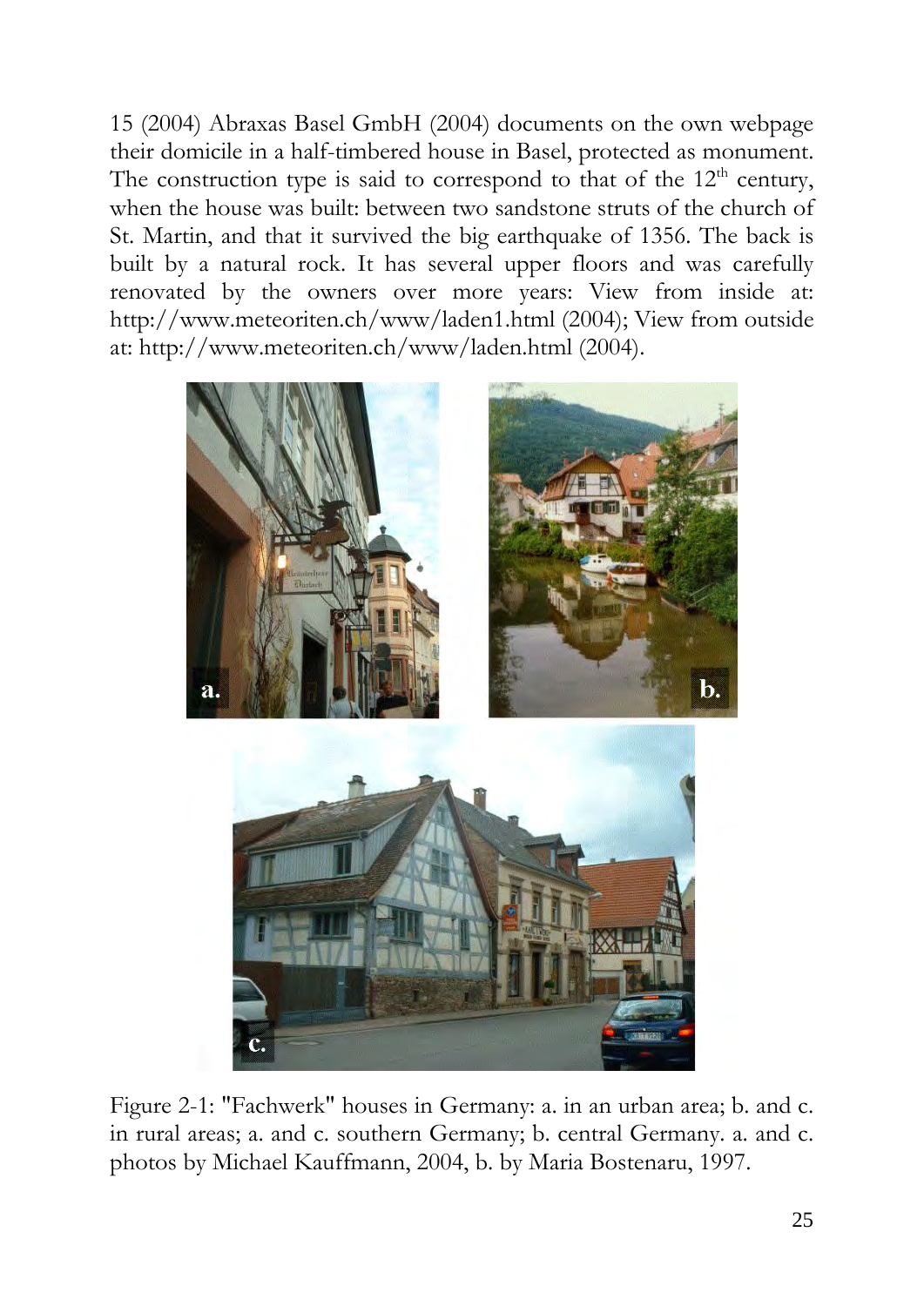15 (2004) Abraxas Basel GmbH (2004) documents on the own webpage their domicile in a half-timbered house in Basel, protected as monument. The construction type is said to correspond to that of the 12[th] century, when the house was built: between two sandstone struts of the church of St. Martin, and that it survived the big earthquake of 1356. The back is built by a natural rock. It has several upper floors and was carefully renovated by the owners over more years: View from inside at: http://www.meteoriten.ch/www/laden1.html (2004); View from outside at: http://www.meteoriten.ch/www/laden.html (2004).

Figure 2-1: "Fachwerk" houses in Germany: a. in an urban area; b. and c. in rural areas; a. and c. southern Germany; b. central Germany. a. and c. photos by Michael Kauffmann, 2004, b. by Maria Bostenaru, 1997.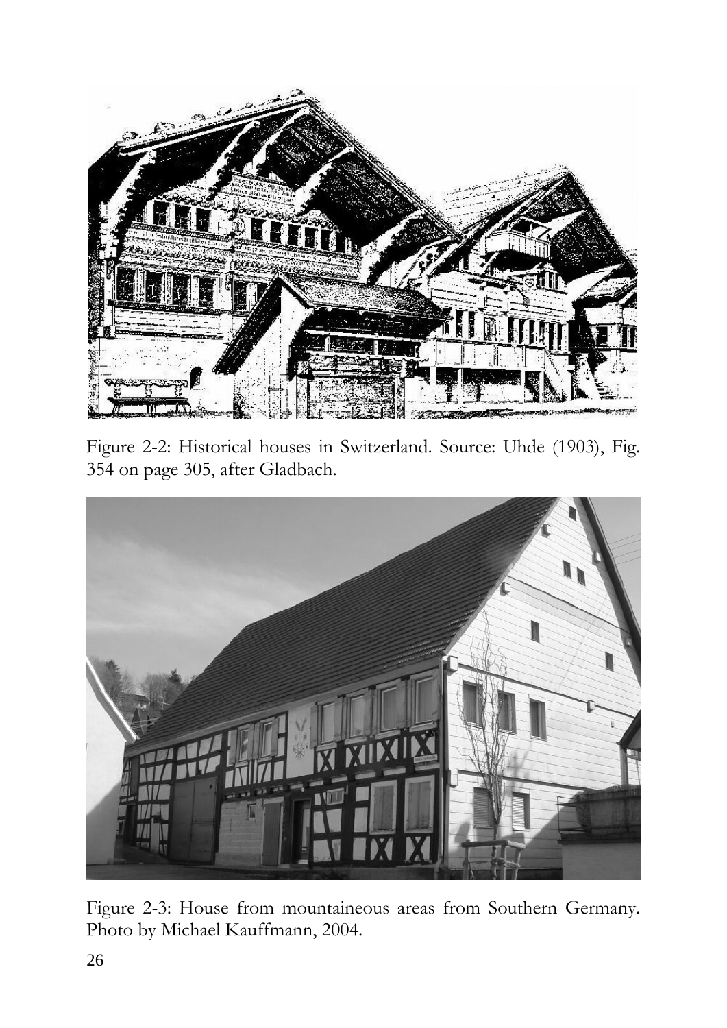Figure 2-2: Historical houses in Switzerland. Source: Uhde (1903), Fig. 354 on page 305, after Gladbach.

Figure 2-3: House from mountaineous areas from Southern Germany. Photo by Michael Kauffmann, 2004.